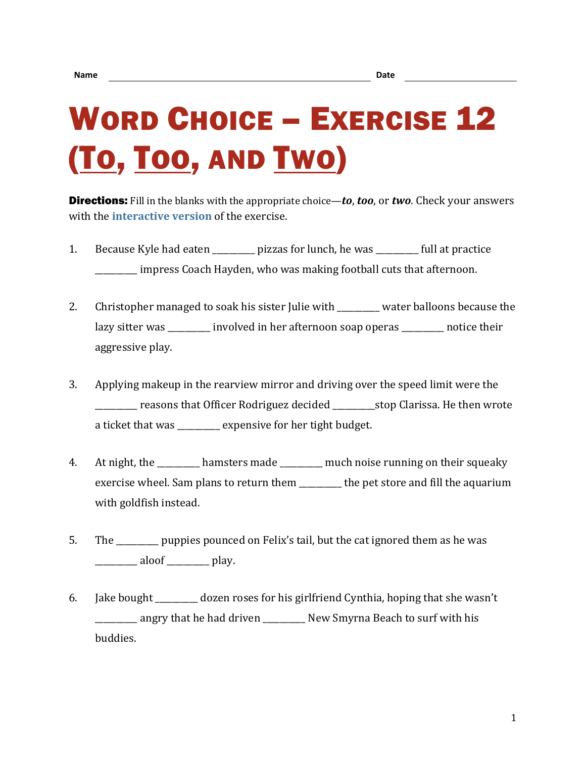Name ______________________________ Date ______________

# Word Choice – Exercise 12 (To, Too, and Two)

**Directions:** Fill in the blanks with the appropriate choice—***to***, ***too***, or ***two***. Check your answers with the **interactive version** of the exercise.

1. Because Kyle had eaten _________ pizzas for lunch, he was _________ full at practice _________ impress Coach Hayden, who was making football cuts that afternoon.

2. Christopher managed to soak his sister Julie with _________ water balloons because the lazy sitter was _________ involved in her afternoon soap operas _________ notice their aggressive play.

3. Applying makeup in the rearview mirror and driving over the speed limit were the _________ reasons that Officer Rodriguez decided _________stop Clarissa. He then wrote a ticket that was _________ expensive for her tight budget.

4. At night, the _________ hamsters made _________ much noise running on their squeaky exercise wheel. Sam plans to return them _________ the pet store and fill the aquarium with goldfish instead.

5. The _________ puppies pounced on Felix's tail, but the cat ignored them as he was _________ aloof _________ play.

6. Jake bought _________ dozen roses for his girlfriend Cynthia, hoping that she wasn't _________ angry that he had driven _________ New Smyrna Beach to surf with his buddies.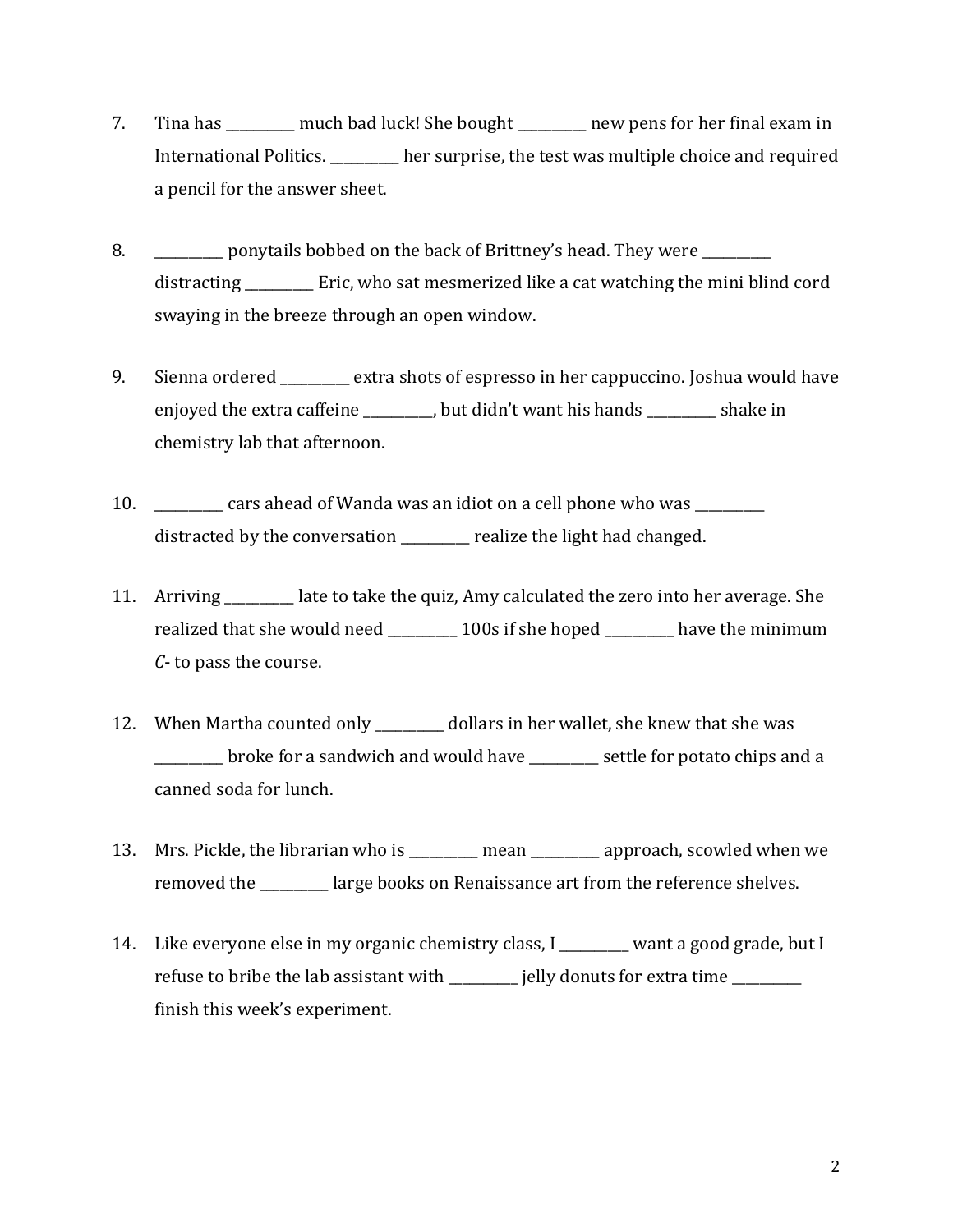7. Tina has __________ much bad luck! She bought __________ new pens for her final exam in International Politics. __________ her surprise, the test was multiple choice and required a pencil for the answer sheet.

8. __________ ponytails bobbed on the back of Brittney's head. They were __________ distracting __________ Eric, who sat mesmerized like a cat watching the mini blind cord swaying in the breeze through an open window.

9. Sienna ordered __________ extra shots of espresso in her cappuccino. Joshua would have enjoyed the extra caffeine __________, but didn't want his hands __________ shake in chemistry lab that afternoon.

10. __________ cars ahead of Wanda was an idiot on a cell phone who was __________ distracted by the conversation __________ realize the light had changed.

11. Arriving __________ late to take the quiz, Amy calculated the zero into her average. She realized that she would need __________ 100s if she hoped __________ have the minimum *C*- to pass the course.

12. When Martha counted only __________ dollars in her wallet, she knew that she was __________ broke for a sandwich and would have __________ settle for potato chips and a canned soda for lunch.

13. Mrs. Pickle, the librarian who is __________ mean __________ approach, scowled when we removed the __________ large books on Renaissance art from the reference shelves.

14. Like everyone else in my organic chemistry class, I __________ want a good grade, but I refuse to bribe the lab assistant with __________ jelly donuts for extra time __________ finish this week's experiment.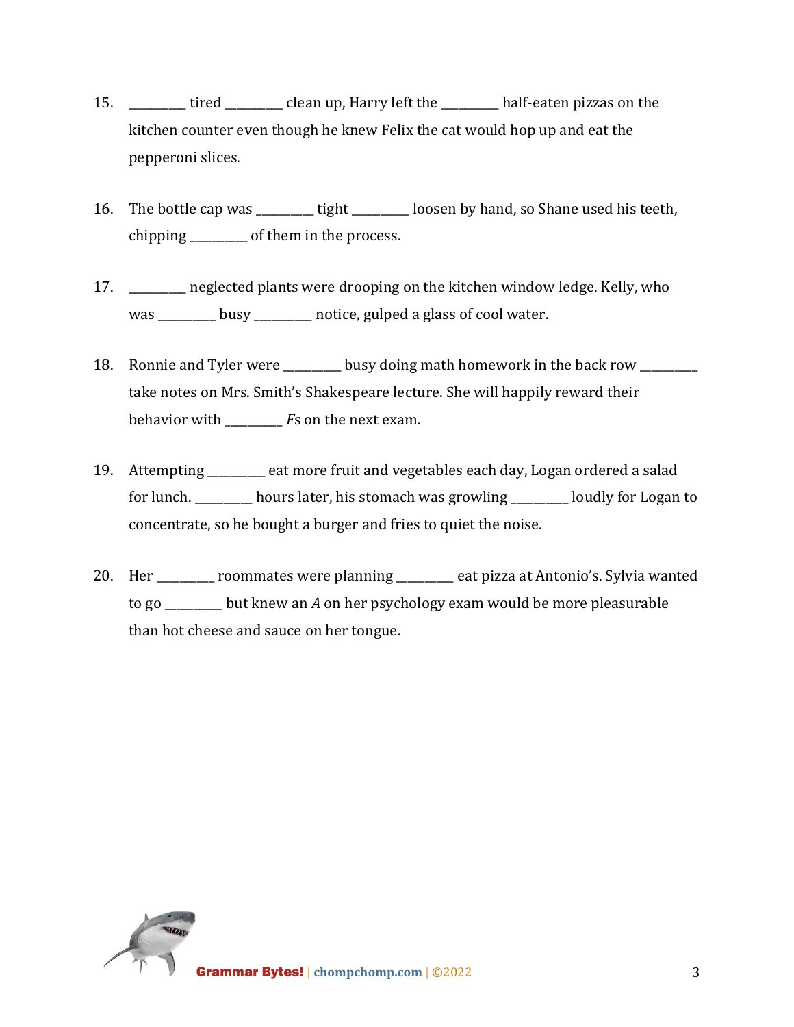15. _________ tired _________ clean up, Harry left the _________ half-eaten pizzas on the kitchen counter even though he knew Felix the cat would hop up and eat the pepperoni slices.

16. The bottle cap was _________ tight _________ loosen by hand, so Shane used his teeth, chipping _________ of them in the process.

17. _________ neglected plants were drooping on the kitchen window ledge. Kelly, who was _________ busy _________ notice, gulped a glass of cool water.

18. Ronnie and Tyler were _________ busy doing math homework in the back row _________ take notes on Mrs. Smith's Shakespeare lecture. She will happily reward their behavior with _________ *F*s on the next exam.

19. Attempting _________ eat more fruit and vegetables each day, Logan ordered a salad for lunch. _________ hours later, his stomach was growling _________ loudly for Logan to concentrate, so he bought a burger and fries to quiet the noise.

20. Her _________ roommates were planning _________ eat pizza at Antonio's. Sylvia wanted to go _________ but knew an *A* on her psychology exam would be more pleasurable than hot cheese and sauce on her tongue.